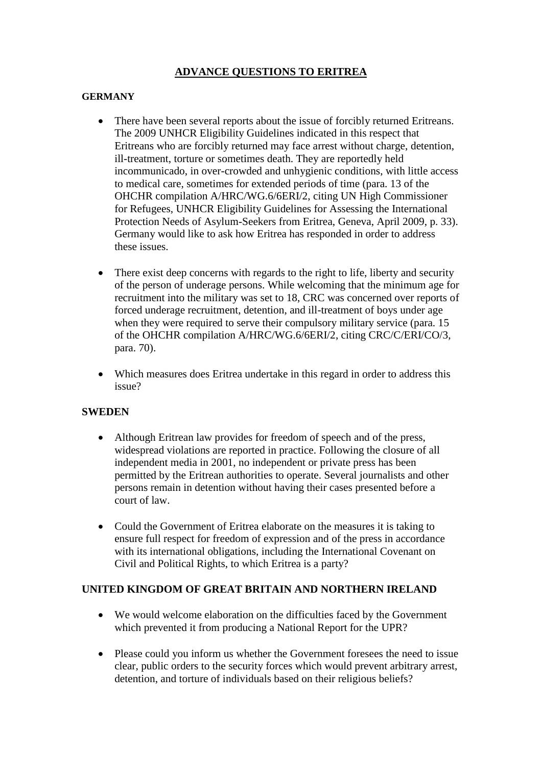# ADVANCE QUESTIONS TO ERITREA

## GERMANY

- There have been several reports about the issue of forcibly returned Eritreans. The 2009 UNHCR Eligibility Guidelines indicated in this respect that Eritreans who are forcibly returned may face arrest without charge, detention, ill-treatment, torture or sometimes death. They are reportedly held incommunicado, in over-crowded and unhygienic conditions, with little access to medical care, sometimes for extended periods of time (para. 13 of the OHCHR compilation A/HRC/WG.6/6ERI/2, citing UN High Commissioner for Refugees, UNHCR Eligibility Guidelines for Assessing the International Protection Needs of Asylum-Seekers from Eritrea, Geneva, April 2009, p. 33). Germany would like to ask how Eritrea has responded in order to address these issues.

- There exist deep concerns with regards to the right to life, liberty and security of the person of underage persons. While welcoming that the minimum age for recruitment into the military was set to 18, CRC was concerned over reports of forced underage recruitment, detention, and ill-treatment of boys under age when they were required to serve their compulsory military service (para. 15 of the OHCHR compilation A/HRC/WG.6/6ERI/2, citing CRC/C/ERI/CO/3, para. 70).

- Which measures does Eritrea undertake in this regard in order to address this issue?

## SWEDEN

- Although Eritrean law provides for freedom of speech and of the press, widespread violations are reported in practice. Following the closure of all independent media in 2001, no independent or private press has been permitted by the Eritrean authorities to operate. Several journalists and other persons remain in detention without having their cases presented before a court of law.

- Could the Government of Eritrea elaborate on the measures it is taking to ensure full respect for freedom of expression and of the press in accordance with its international obligations, including the International Covenant on Civil and Political Rights, to which Eritrea is a party?

## UNITED KINGDOM OF GREAT BRITAIN AND NORTHERN IRELAND

- We would welcome elaboration on the difficulties faced by the Government which prevented it from producing a National Report for the UPR?

- Please could you inform us whether the Government foresees the need to issue clear, public orders to the security forces which would prevent arbitrary arrest, detention, and torture of individuals based on their religious beliefs?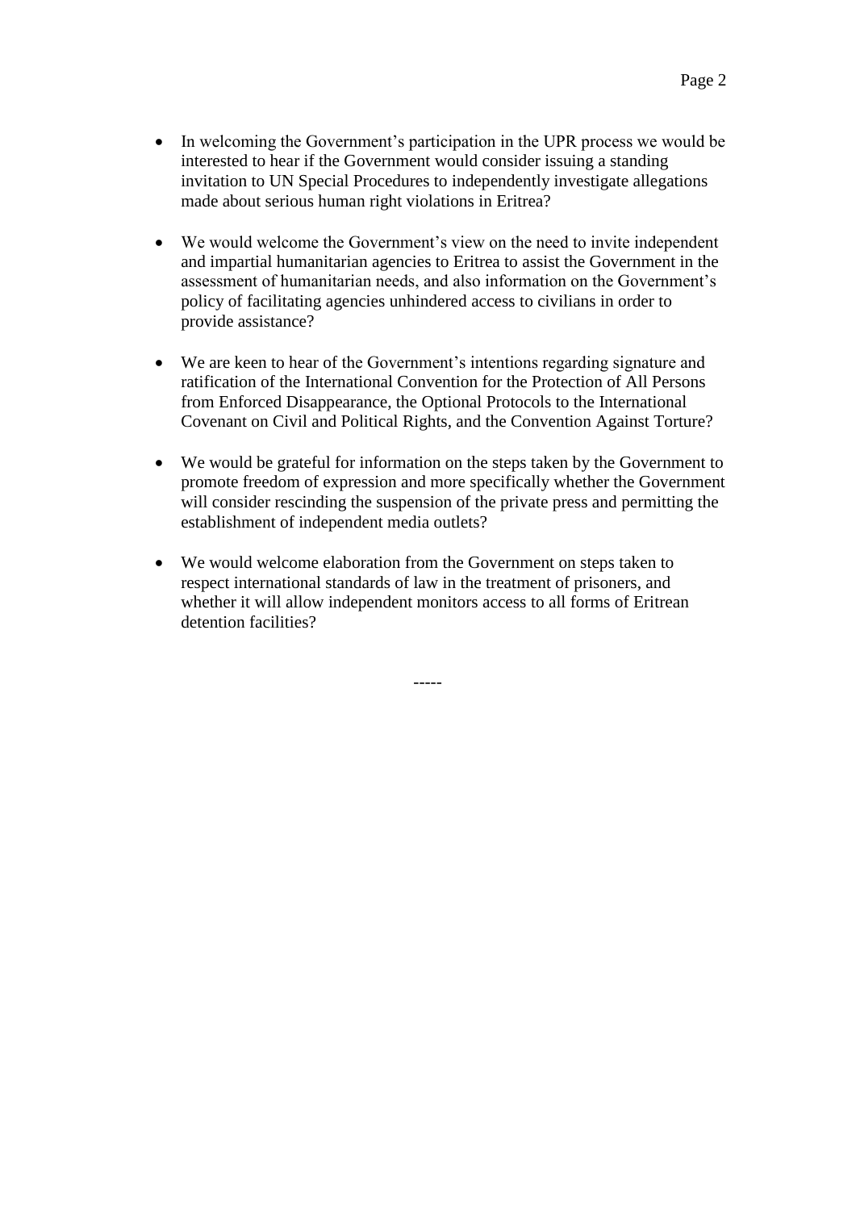- In welcoming the Government's participation in the UPR process we would be interested to hear if the Government would consider issuing a standing invitation to UN Special Procedures to independently investigate allegations made about serious human right violations in Eritrea?

- We would welcome the Government's view on the need to invite independent and impartial humanitarian agencies to Eritrea to assist the Government in the assessment of humanitarian needs, and also information on the Government's policy of facilitating agencies unhindered access to civilians in order to provide assistance?

- We are keen to hear of the Government's intentions regarding signature and ratification of the International Convention for the Protection of All Persons from Enforced Disappearance, the Optional Protocols to the International Covenant on Civil and Political Rights, and the Convention Against Torture?

- We would be grateful for information on the steps taken by the Government to promote freedom of expression and more specifically whether the Government will consider rescinding the suspension of the private press and permitting the establishment of independent media outlets?

- We would welcome elaboration from the Government on steps taken to respect international standards of law in the treatment of prisoners, and whether it will allow independent monitors access to all forms of Eritrean detention facilities?

-----